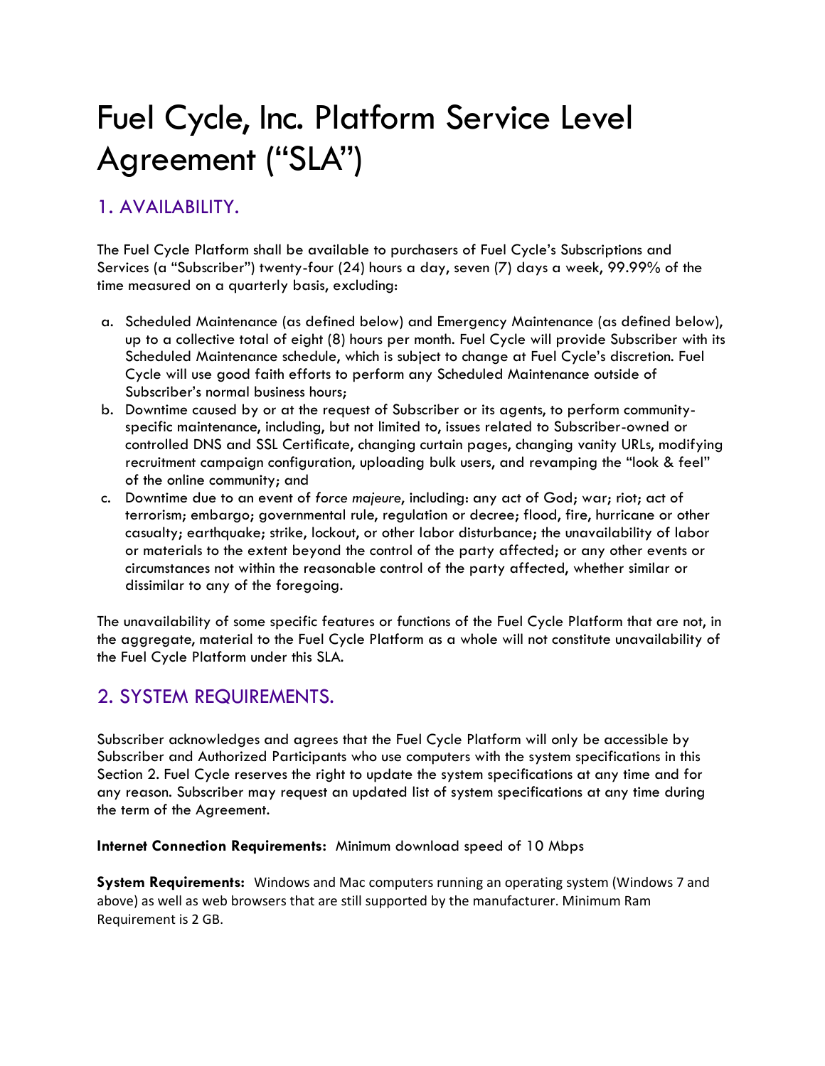# Fuel Cycle, Inc. Platform Service Level Agreement ("SLA")

## 1. AVAILABILITY.

The Fuel Cycle Platform shall be available to purchasers of Fuel Cycle's Subscriptions and Services (a "Subscriber") twenty-four (24) hours a day, seven (7) days a week, 99.99% of the time measured on a quarterly basis, excluding:

a. Scheduled Maintenance (as defined below) and Emergency Maintenance (as defined below), up to a collective total of eight (8) hours per month. Fuel Cycle will provide Subscriber with its Scheduled Maintenance schedule, which is subject to change at Fuel Cycle's discretion. Fuel Cycle will use good faith efforts to perform any Scheduled Maintenance outside of Subscriber's normal business hours;
b. Downtime caused by or at the request of Subscriber or its agents, to perform community-specific maintenance, including, but not limited to, issues related to Subscriber-owned or controlled DNS and SSL Certificate, changing curtain pages, changing vanity URLs, modifying recruitment campaign configuration, uploading bulk users, and revamping the "look & feel" of the online community; and
c. Downtime due to an event of *force majeure*, including: any act of God; war; riot; act of terrorism; embargo; governmental rule, regulation or decree; flood, fire, hurricane or other casualty; earthquake; strike, lockout, or other labor disturbance; the unavailability of labor or materials to the extent beyond the control of the party affected; or any other events or circumstances not within the reasonable control of the party affected, whether similar or dissimilar to any of the foregoing.

The unavailability of some specific features or functions of the Fuel Cycle Platform that are not, in the aggregate, material to the Fuel Cycle Platform as a whole will not constitute unavailability of the Fuel Cycle Platform under this SLA.

## 2. SYSTEM REQUIREMENTS.

Subscriber acknowledges and agrees that the Fuel Cycle Platform will only be accessible by Subscriber and Authorized Participants who use computers with the system specifications in this Section 2. Fuel Cycle reserves the right to update the system specifications at any time and for any reason. Subscriber may request an updated list of system specifications at any time during the term of the Agreement.

**Internet Connection Requirements:** Minimum download speed of 10 Mbps

**System Requirements:** Windows and Mac computers running an operating system (Windows 7 and above) as well as web browsers that are still supported by the manufacturer. Minimum Ram Requirement is 2 GB.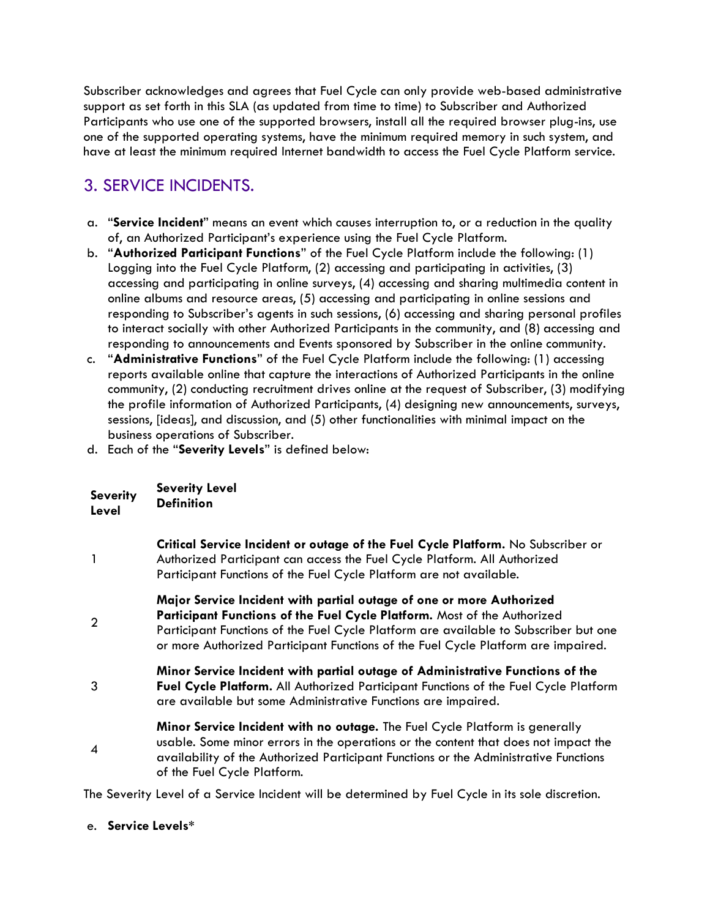Subscriber acknowledges and agrees that Fuel Cycle can only provide web-based administrative support as set forth in this SLA (as updated from time to time) to Subscriber and Authorized Participants who use one of the supported browsers, install all the required browser plug-ins, use one of the supported operating systems, have the minimum required memory in such system, and have at least the minimum required Internet bandwidth to access the Fuel Cycle Platform service.

## 3. SERVICE INCIDENTS.

a. "**Service Incident**" means an event which causes interruption to, or a reduction in the quality of, an Authorized Participant's experience using the Fuel Cycle Platform.

b. "**Authorized Participant Functions**" of the Fuel Cycle Platform include the following: (1) Logging into the Fuel Cycle Platform, (2) accessing and participating in activities, (3) accessing and participating in online surveys, (4) accessing and sharing multimedia content in online albums and resource areas, (5) accessing and participating in online sessions and responding to Subscriber's agents in such sessions, (6) accessing and sharing personal profiles to interact socially with other Authorized Participants in the community, and (8) accessing and responding to announcements and Events sponsored by Subscriber in the online community.

c. "**Administrative Functions**" of the Fuel Cycle Platform include the following: (1) accessing reports available online that capture the interactions of Authorized Participants in the online community, (2) conducting recruitment drives online at the request of Subscriber, (3) modifying the profile information of Authorized Participants, (4) designing new announcements, surveys, sessions, [ideas], and discussion, and (5) other functionalities with minimal impact on the business operations of Subscriber.

d. Each of the "**Severity Levels**" is defined below:

| Severity Level | Severity Level Definition |
|---|---|
| 1 | **Critical Service Incident or outage of the Fuel Cycle Platform.** No Subscriber or Authorized Participant can access the Fuel Cycle Platform. All Authorized Participant Functions of the Fuel Cycle Platform are not available. |
| 2 | **Major Service Incident with partial outage of one or more Authorized Participant Functions of the Fuel Cycle Platform.** Most of the Authorized Participant Functions of the Fuel Cycle Platform are available to Subscriber but one or more Authorized Participant Functions of the Fuel Cycle Platform are impaired. |
| 3 | **Minor Service Incident with partial outage of Administrative Functions of the Fuel Cycle Platform.** All Authorized Participant Functions of the Fuel Cycle Platform are available but some Administrative Functions are impaired. |
| 4 | **Minor Service Incident with no outage.** The Fuel Cycle Platform is generally usable. Some minor errors in the operations or the content that does not impact the availability of the Authorized Participant Functions or the Administrative Functions of the Fuel Cycle Platform. |

The Severity Level of a Service Incident will be determined by Fuel Cycle in its sole discretion.

e. **Service Levels***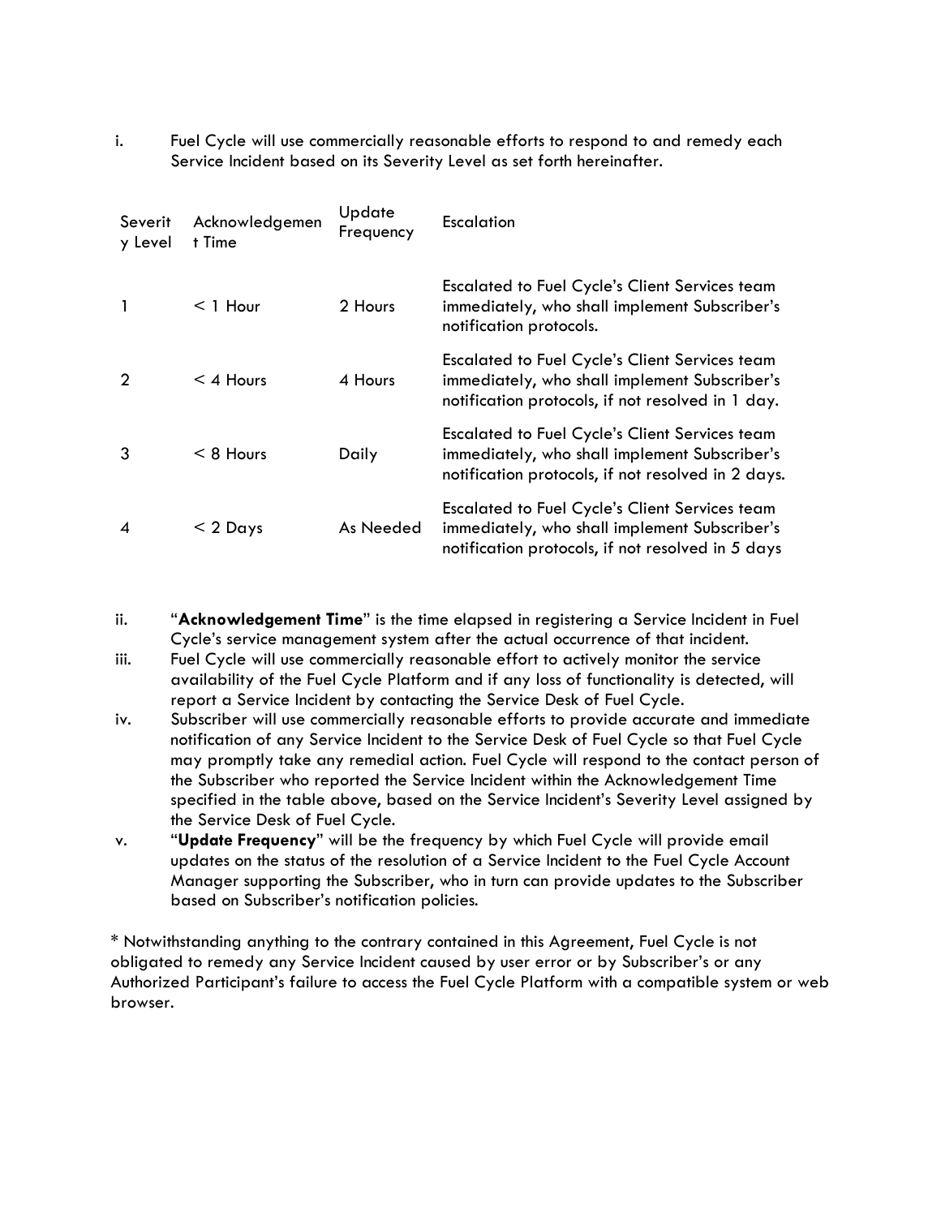i. Fuel Cycle will use commercially reasonable efforts to respond to and remedy each Service Incident based on its Severity Level as set forth hereinafter.

| Severity Level | Acknowledgement Time | Update Frequency | Escalation |
|---|---|---|---|
| 1 | < 1 Hour | 2 Hours | Escalated to Fuel Cycle's Client Services team immediately, who shall implement Subscriber's notification protocols. |
| 2 | < 4 Hours | 4 Hours | Escalated to Fuel Cycle's Client Services team immediately, who shall implement Subscriber's notification protocols, if not resolved in 1 day. |
| 3 | < 8 Hours | Daily | Escalated to Fuel Cycle's Client Services team immediately, who shall implement Subscriber's notification protocols, if not resolved in 2 days. |
| 4 | < 2 Days | As Needed | Escalated to Fuel Cycle's Client Services team immediately, who shall implement Subscriber's notification protocols, if not resolved in 5 days |

ii. "**Acknowledgement Time**" is the time elapsed in registering a Service Incident in Fuel Cycle's service management system after the actual occurrence of that incident.

iii. Fuel Cycle will use commercially reasonable effort to actively monitor the service availability of the Fuel Cycle Platform and if any loss of functionality is detected, will report a Service Incident by contacting the Service Desk of Fuel Cycle.

iv. Subscriber will use commercially reasonable efforts to provide accurate and immediate notification of any Service Incident to the Service Desk of Fuel Cycle so that Fuel Cycle may promptly take any remedial action. Fuel Cycle will respond to the contact person of the Subscriber who reported the Service Incident within the Acknowledgement Time specified in the table above, based on the Service Incident's Severity Level assigned by the Service Desk of Fuel Cycle.

v. "**Update Frequency**" will be the frequency by which Fuel Cycle will provide email updates on the status of the resolution of a Service Incident to the Fuel Cycle Account Manager supporting the Subscriber, who in turn can provide updates to the Subscriber based on Subscriber's notification policies.

* Notwithstanding anything to the contrary contained in this Agreement, Fuel Cycle is not obligated to remedy any Service Incident caused by user error or by Subscriber's or any Authorized Participant's failure to access the Fuel Cycle Platform with a compatible system or web browser.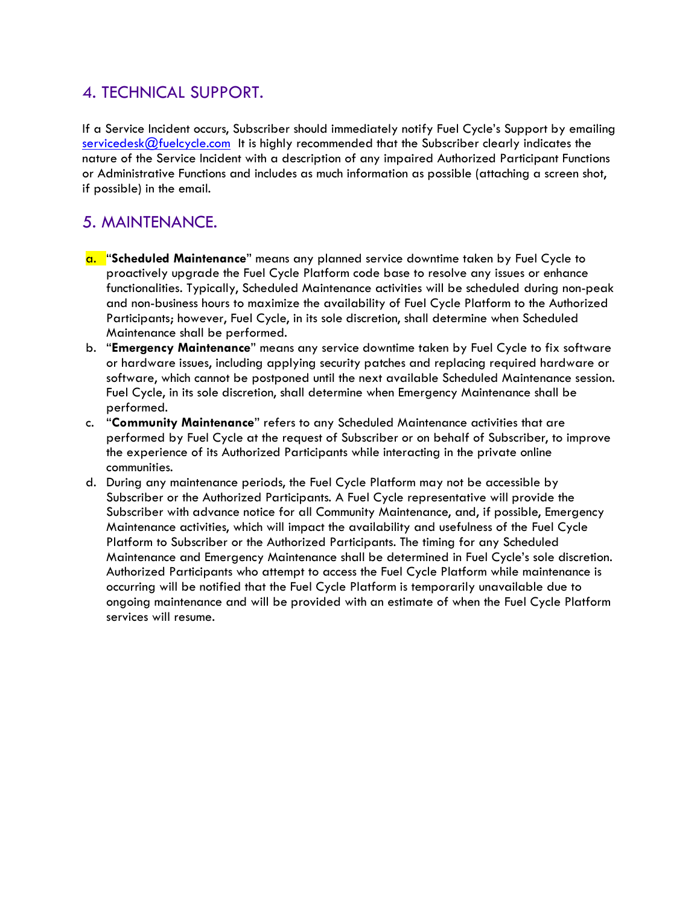## 4. TECHNICAL SUPPORT.

If a Service Incident occurs, Subscriber should immediately notify Fuel Cycle's Support by emailing [servicedesk@fuelcycle.com](mailto:servicedesk@fuelcycle.com) It is highly recommended that the Subscriber clearly indicates the nature of the Service Incident with a description of any impaired Authorized Participant Functions or Administrative Functions and includes as much information as possible (attaching a screen shot, if possible) in the email.

## 5. MAINTENANCE.

a. "**Scheduled Maintenance**" means any planned service downtime taken by Fuel Cycle to proactively upgrade the Fuel Cycle Platform code base to resolve any issues or enhance functionalities. Typically, Scheduled Maintenance activities will be scheduled during non-peak and non-business hours to maximize the availability of Fuel Cycle Platform to the Authorized Participants; however, Fuel Cycle, in its sole discretion, shall determine when Scheduled Maintenance shall be performed.

b. "**Emergency Maintenance**" means any service downtime taken by Fuel Cycle to fix software or hardware issues, including applying security patches and replacing required hardware or software, which cannot be postponed until the next available Scheduled Maintenance session. Fuel Cycle, in its sole discretion, shall determine when Emergency Maintenance shall be performed.

c. "**Community Maintenance**" refers to any Scheduled Maintenance activities that are performed by Fuel Cycle at the request of Subscriber or on behalf of Subscriber, to improve the experience of its Authorized Participants while interacting in the private online communities.

d. During any maintenance periods, the Fuel Cycle Platform may not be accessible by Subscriber or the Authorized Participants. A Fuel Cycle representative will provide the Subscriber with advance notice for all Community Maintenance, and, if possible, Emergency Maintenance activities, which will impact the availability and usefulness of the Fuel Cycle Platform to Subscriber or the Authorized Participants. The timing for any Scheduled Maintenance and Emergency Maintenance shall be determined in Fuel Cycle's sole discretion. Authorized Participants who attempt to access the Fuel Cycle Platform while maintenance is occurring will be notified that the Fuel Cycle Platform is temporarily unavailable due to ongoing maintenance and will be provided with an estimate of when the Fuel Cycle Platform services will resume.